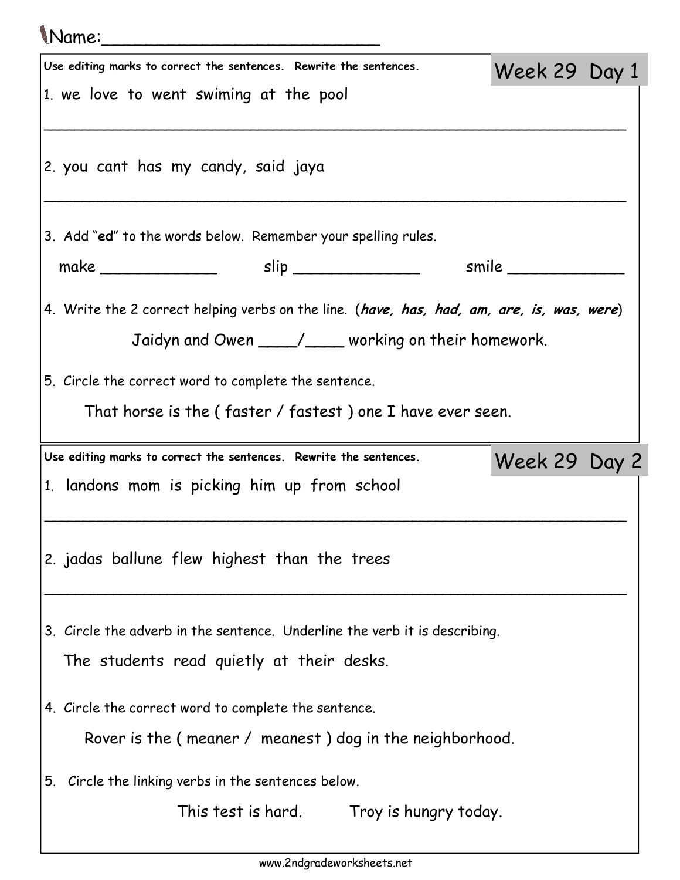Name:________________________

## Week 29 Day 1

**Use editing marks to correct the sentences. Rewrite the sentences.**

1. we love to went swiming at the pool

_______________________________________________________________

2. you cant has my candy, said jaya

_______________________________________________________________

3. Add "**ed**" to the words below. Remember your spelling rules.

make ____________ slip _____________ smile ____________

4. Write the 2 correct helping verbs on the line. (***have, has, had, am, are, is, was, were***)

Jaidyn and Owen ____/____ working on their homework.

5. Circle the correct word to complete the sentence.

That horse is the ( faster / fastest ) one I have ever seen.

## Week 29 Day 2

**Use editing marks to correct the sentences. Rewrite the sentences.**

1. landons mom is picking him up from school

_______________________________________________________________

2. jadas ballune flew highest than the trees

_______________________________________________________________

3. Circle the adverb in the sentence. Underline the verb it is describing.

The students read quietly at their desks.

4. Circle the correct word to complete the sentence.

Rover is the ( meaner / meanest ) dog in the neighborhood.

5. Circle the linking verbs in the sentences below.

This test is hard. Troy is hungry today.

www.2ndgradeworksheets.net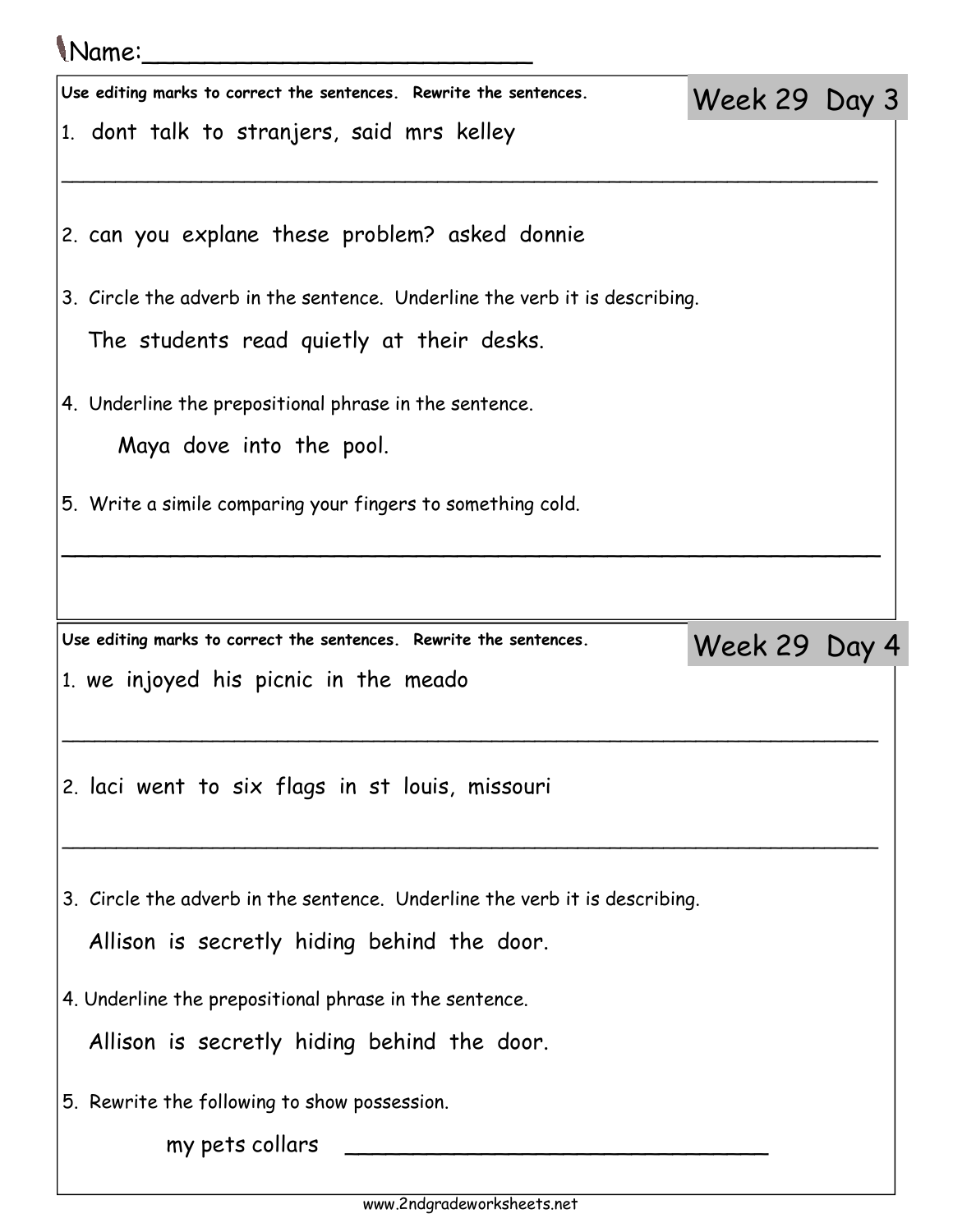Name:_________________________

## Week 29 Day 3

**Use editing marks to correct the sentences. Rewrite the sentences.**

1. dont talk to stranjers, said mrs kelley

_______________________________________________________________

2. can you explane these problem? asked donnie

3. Circle the adverb in the sentence. Underline the verb it is describing.

   The students read quietly at their desks.

4. Underline the prepositional phrase in the sentence.

   Maya dove into the pool.

5. Write a simile comparing your fingers to something cold.

_______________________________________________________________

## Week 29 Day 4

**Use editing marks to correct the sentences. Rewrite the sentences.**

1. we injoyed his picnic in the meado

_______________________________________________________________

2. laci went to six flags in st louis, missouri

_______________________________________________________________

3. Circle the adverb in the sentence. Underline the verb it is describing.

   Allison is secretly hiding behind the door.

4. Underline the prepositional phrase in the sentence.

   Allison is secretly hiding behind the door.

5. Rewrite the following to show possession.

   my pets collars ______________________________

www.2ndgradeworksheets.net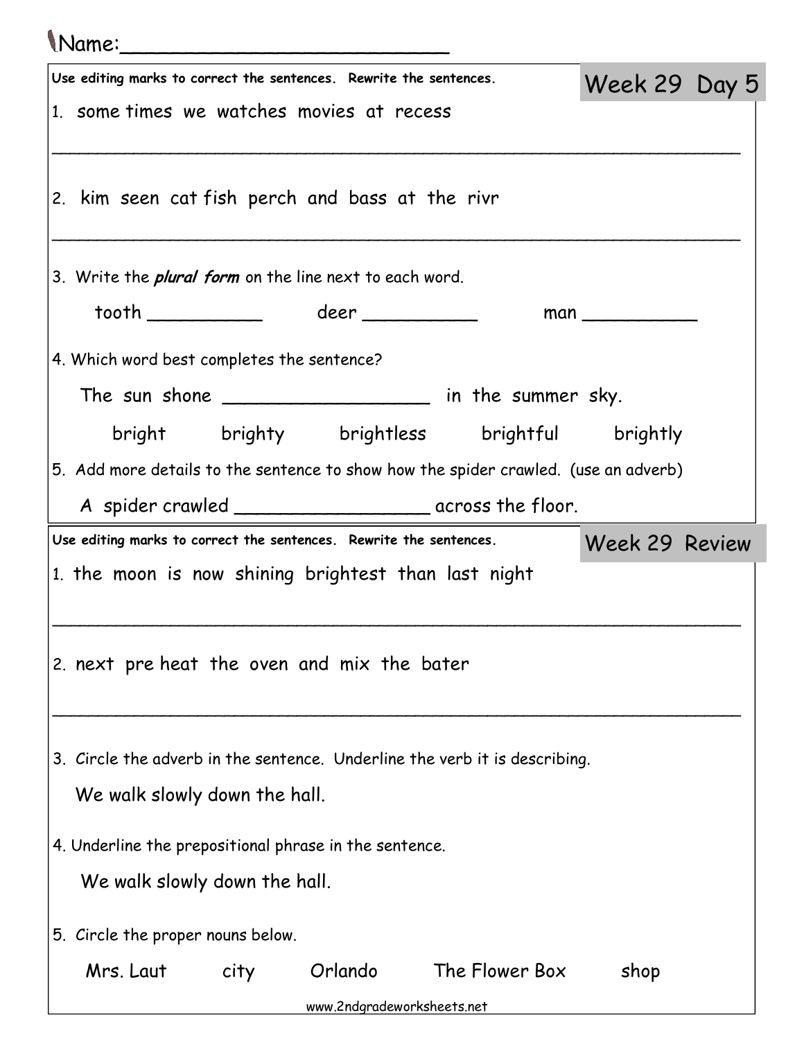Name:_________________________

Use editing marks to correct the sentences. Rewrite the sentences.

**Week 29 Day 5**

1. some times we watches movies at recess

_______________________________________________________________

2. kim seen cat fish perch and bass at the rivr

_______________________________________________________________

3. Write the ***plural form*** on the line next to each word.

tooth __________ deer __________ man __________

4. Which word best completes the sentence?

The sun shone _________________ in the summer sky.

bright brighty brightless brightful brightly

5. Add more details to the sentence to show how the spider crawled. (use an adverb)

A spider crawled ________________ across the floor.

Use editing marks to correct the sentences. Rewrite the sentences.

**Week 29 Review**

1. the moon is now shining brightest than last night

_______________________________________________________________

2. next pre heat the oven and mix the bater

_______________________________________________________________

3. Circle the adverb in the sentence. Underline the verb it is describing.

We walk slowly down the hall.

4. Underline the prepositional phrase in the sentence.

We walk slowly down the hall.

5. Circle the proper nouns below.

Mrs. Laut city Orlando The Flower Box shop

www.2ndgradeworksheets.net